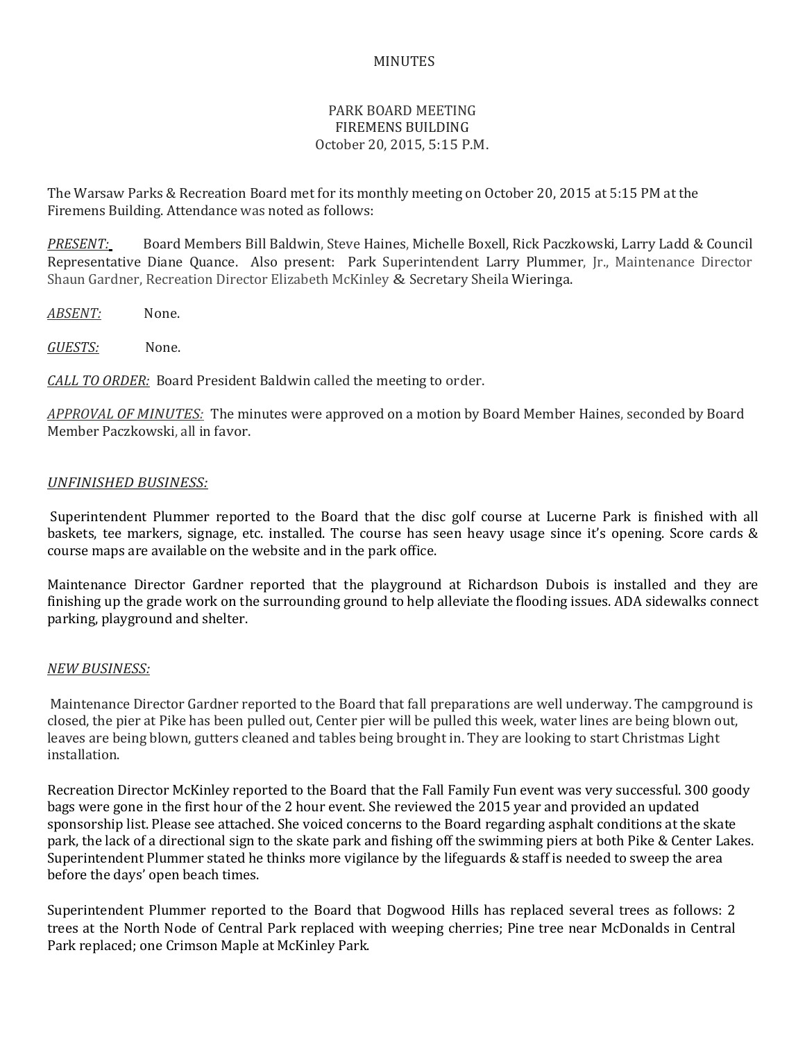MINUTES

PARK BOARD MEETING
FIREMENS BUILDING
October 20, 2015, 5:15 P.M.

The Warsaw Parks & Recreation Board met for its monthly meeting on October 20, 2015 at 5:15 PM at the Firemens Building. Attendance was noted as follows:

*PRESENT:* Board Members Bill Baldwin, Steve Haines, Michelle Boxell, Rick Paczkowski, Larry Ladd & Council Representative Diane Quance. Also present: Park Superintendent Larry Plummer, Jr., Maintenance Director Shaun Gardner, Recreation Director Elizabeth McKinley & Secretary Sheila Wieringa.

*ABSENT:* None.

*GUESTS:* None.

*CALL TO ORDER:* Board President Baldwin called the meeting to order.

*APPROVAL OF MINUTES:* The minutes were approved on a motion by Board Member Haines, seconded by Board Member Paczkowski, all in favor.

*UNFINISHED BUSINESS:*

Superintendent Plummer reported to the Board that the disc golf course at Lucerne Park is finished with all baskets, tee markers, signage, etc. installed. The course has seen heavy usage since it's opening. Score cards & course maps are available on the website and in the park office.

Maintenance Director Gardner reported that the playground at Richardson Dubois is installed and they are finishing up the grade work on the surrounding ground to help alleviate the flooding issues. ADA sidewalks connect parking, playground and shelter.

*NEW BUSINESS:*

Maintenance Director Gardner reported to the Board that fall preparations are well underway. The campground is closed, the pier at Pike has been pulled out, Center pier will be pulled this week, water lines are being blown out, leaves are being blown, gutters cleaned and tables being brought in. They are looking to start Christmas Light installation.

Recreation Director McKinley reported to the Board that the Fall Family Fun event was very successful. 300 goody bags were gone in the first hour of the 2 hour event. She reviewed the 2015 year and provided an updated sponsorship list. Please see attached. She voiced concerns to the Board regarding asphalt conditions at the skate park, the lack of a directional sign to the skate park and fishing off the swimming piers at both Pike & Center Lakes. Superintendent Plummer stated he thinks more vigilance by the lifeguards & staff is needed to sweep the area before the days' open beach times.

Superintendent Plummer reported to the Board that Dogwood Hills has replaced several trees as follows: 2 trees at the North Node of Central Park replaced with weeping cherries; Pine tree near McDonalds in Central Park replaced; one Crimson Maple at McKinley Park.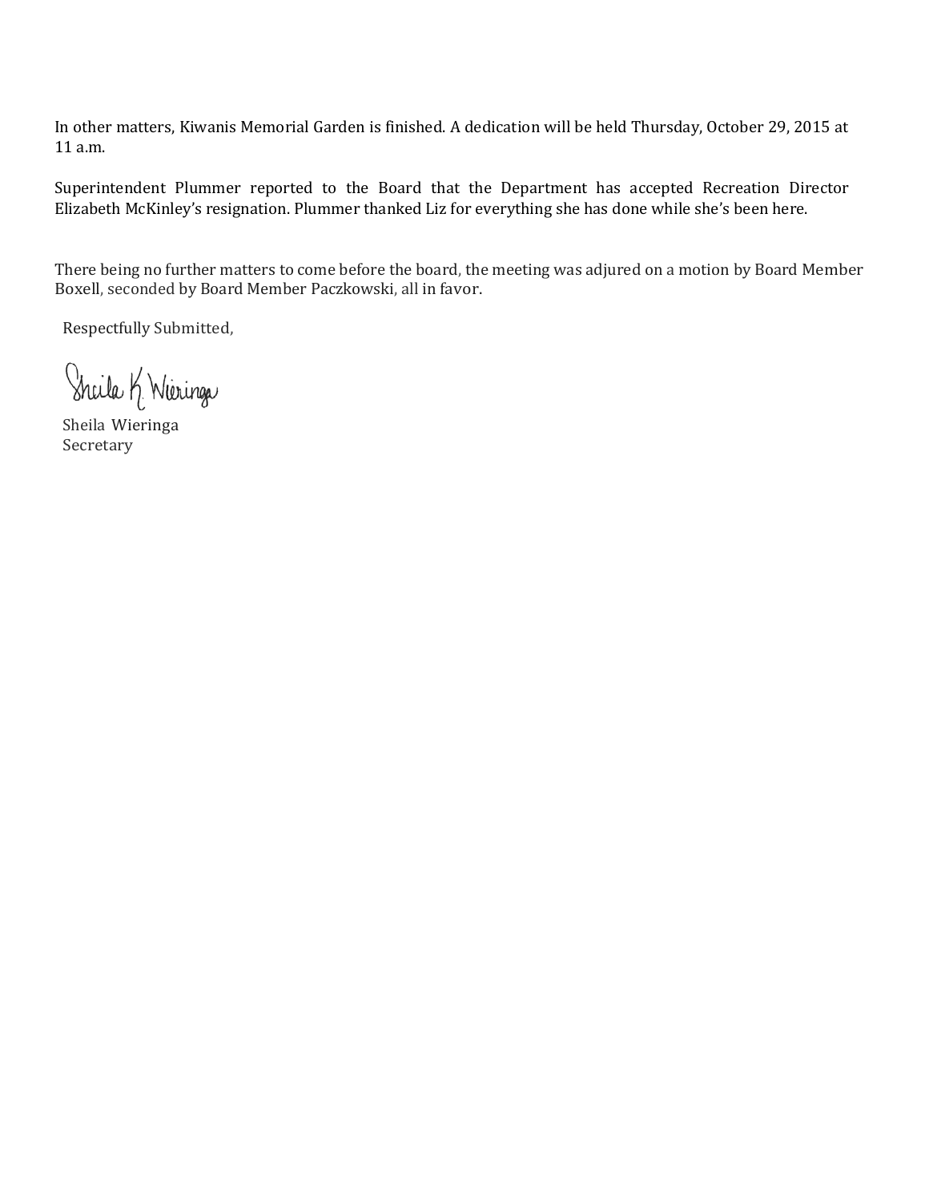In other matters, Kiwanis Memorial Garden is finished. A dedication will be held Thursday, October 29, 2015 at 11 a.m.

Superintendent Plummer reported to the Board that the Department has accepted Recreation Director Elizabeth McKinley's resignation. Plummer thanked Liz for everything she has done while she's been here.

There being no further matters to come before the board, the meeting was adjured on a motion by Board Member Boxell, seconded by Board Member Paczkowski, all in favor.

Respectfully Submitted,

Sheila K. Wieringa

Sheila Wieringa
Secretary